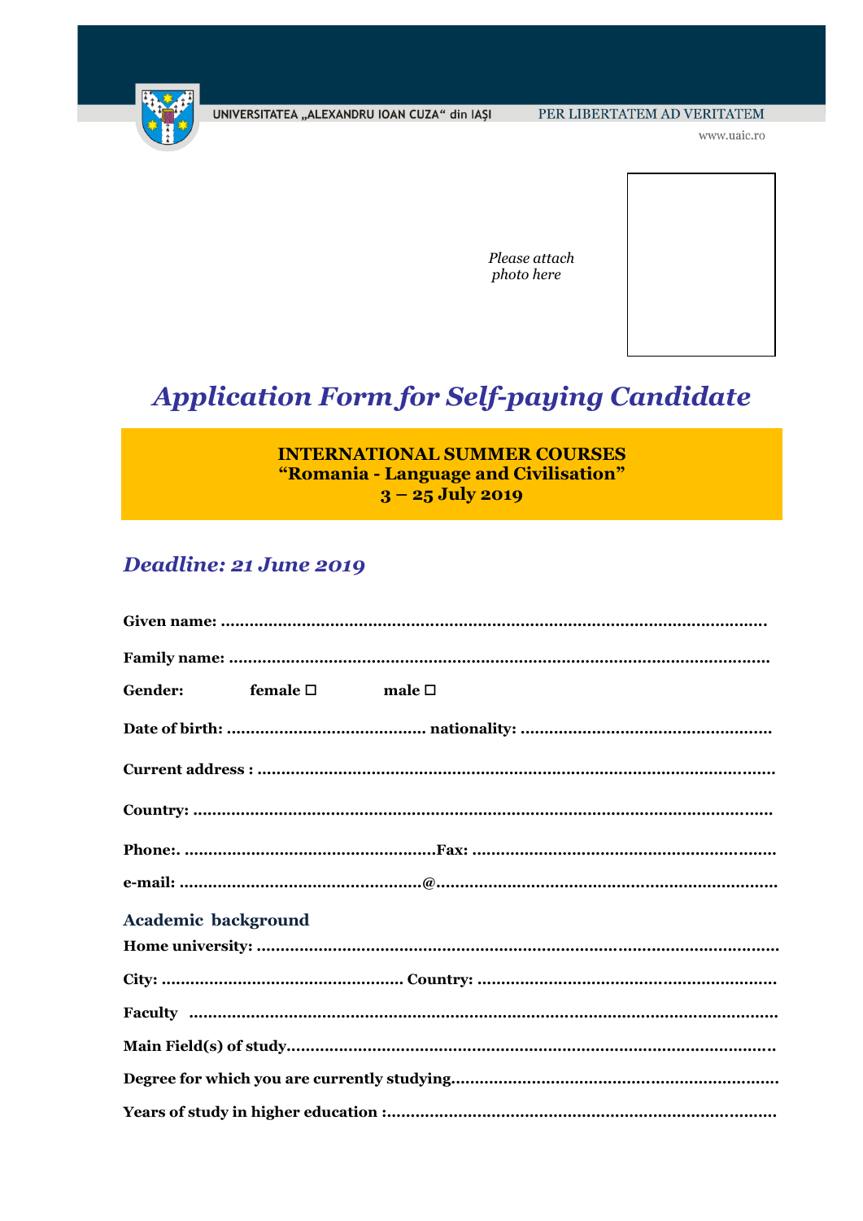UNIVERSITATEA „ALEXANDRU IOAN CUZA" din IAŞI PER LIBERTATEM AD VERITATEM

www.uaic.ro

*Please attach photo here*

# *Application Form for Self-paying Candidate*

**INTERNATIONAL SUMMER COURSES**
**"Romania - Language and Civilisation"**
**3 – 25 July 2019**

## *Deadline: 21 June 2019*

**Given name:** ..................................................................................................................

**Family name:** ..................................................................................................................

**Gender:** **female** ☐ **male** ☐

**Date of birth:** ........................................ **nationality:** ...................................................

**Current address :** ............................................................................................................

**Country:** ...........................................................................................................................

**Phone:.** ....................................................**Fax:** ...............................................................

**e-mail:** .................................................**@**.......................................................................

### Academic background

**Home university:** ............................................................................................................

**City:** ................................................. **Country:** .............................................................

**Faculty** ..........................................................................................................................

**Main Field(s) of study**.......................................................................................................

**Degree for which you are currently studying**.....................................................................

**Years of study in higher education :**..................................................................................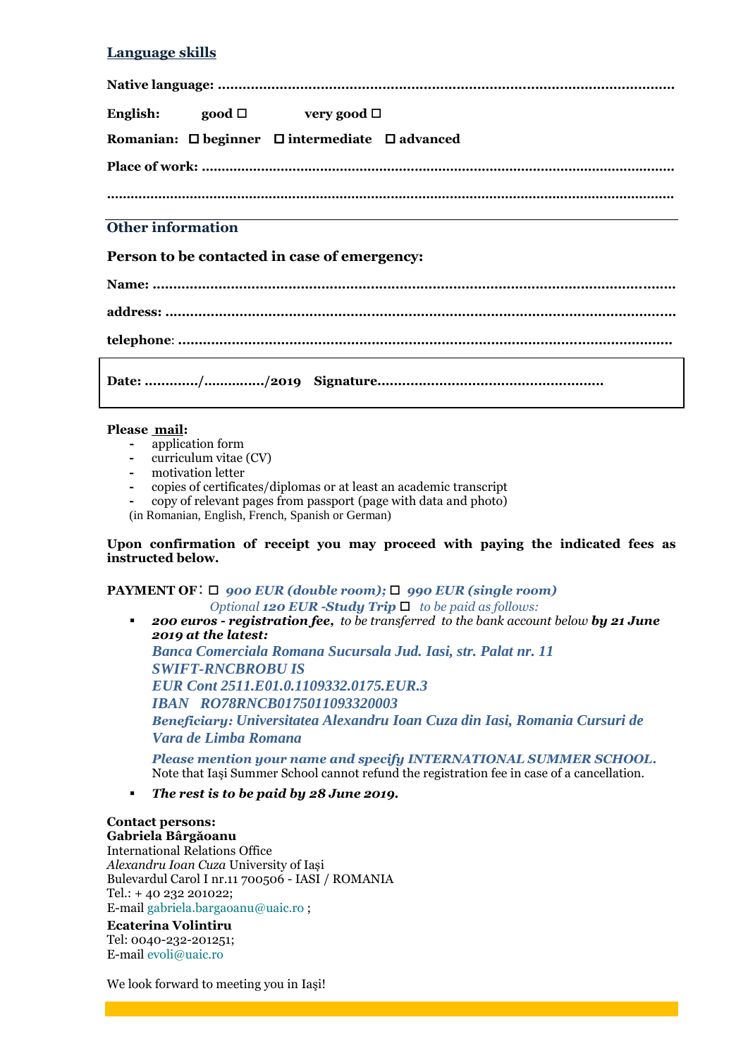## Language skills

**Native language: ...............................................................................................................**

**English: good ☐ very good ☐**

**Romanian: ☐ beginner ☐ intermediate ☐ advanced**

**Place of work: ....................................................................................................................**

**.........................................................................................................................................**

## Other information

### Person to be contacted in case of emergency:

**Name: ..............................................................................................................................**

**address: ..........................................................................................................................**

**telephone**: **.......................................................................................................................**

**Date: ............./.............../2019 Signature.....................................................**

**Please mail:**

- application form
- curriculum vitae (CV)
- motivation letter
- copies of certificates/diplomas or at least an academic transcript
- copy of relevant pages from passport (page with data and photo)

(in Romanian, English, French, Spanish or German)

**Upon confirmation of receipt you may proceed with paying the indicated fees as instructed below.**

**PAYMENT OF**: ☐ ***900 EUR (double room);*** ☐ ***990 EUR (single room)***
*Optional* ***120 EUR -Study Trip*** ☐ *to be paid as follows:*

- ***200 euros - registration fee,*** *to be transferred to the bank account below* ***by 21 June 2019 at the latest:***
  ***Banca Comerciala Romana Sucursala Jud. Iasi, str. Palat nr. 11***
  ***SWIFT-RNCBROBU IS***
  ***EUR Cont 2511.E01.0.1109332.0175.EUR.3***
  ***IBAN RO78RNCB0175011093320003***
  ***Beneficiary: Universitatea Alexandru Ioan Cuza din Iasi, Romania Cursuri de Vara de Limba Romana***

  ***Please mention your name and specify INTERNATIONAL SUMMER SCHOOL.***
  Note that Iași Summer School cannot refund the registration fee in case of a cancellation.
- ***The rest is to be paid by 28 June 2019.***

**Contact persons:**
**Gabriela Bârgăoanu**
International Relations Office
*Alexandru Ioan Cuza* University of Iași
Bulevardul Carol I nr.11 700506 - IASI / ROMANIA
Tel.: + 40 232 201022;
E-mail gabriela.bargaoanu@uaic.ro ;

**Ecaterina Volintiru**
Tel: 0040-232-201251;
E-mail evoli@uaic.ro

We look forward to meeting you in Iași!